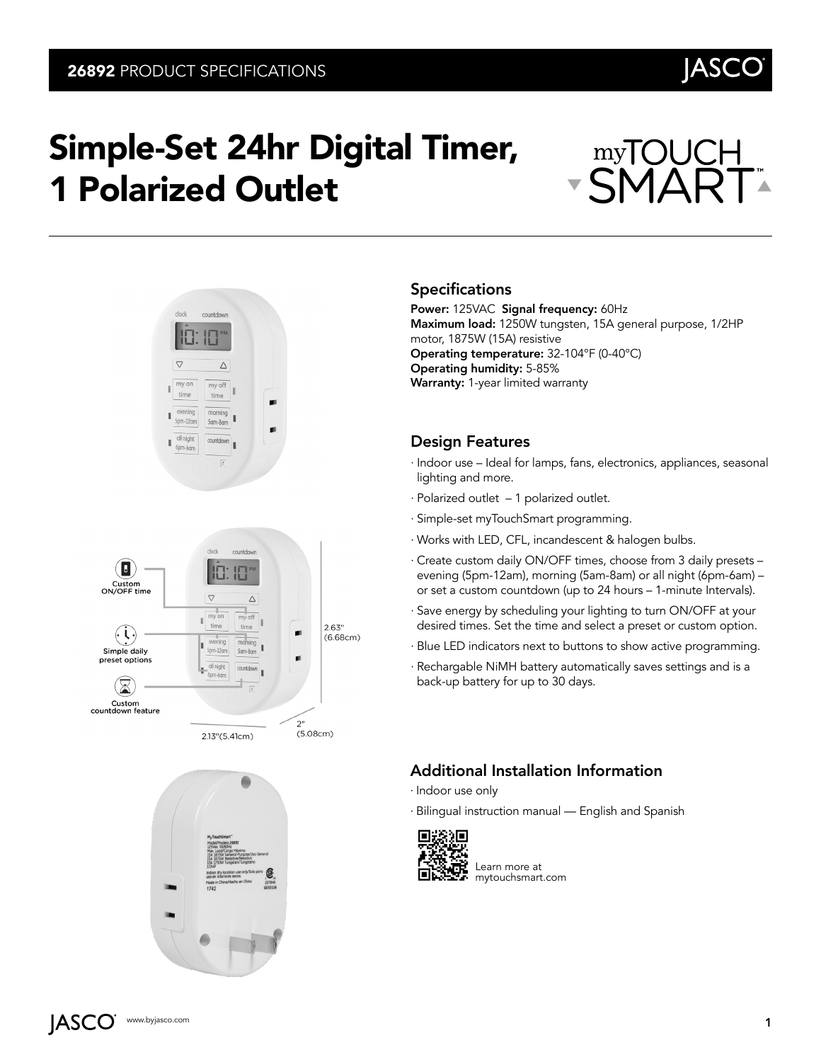**26892** PRODUCT SPECIFICATIONS

# Simple-Set 24hr Digital Timer, 1 Polarized Outlet

## Specifications

**Power:** 125VAC **Signal frequency:** 60Hz
**Maximum load:** 1250W tungsten, 15A general purpose, 1/2HP motor, 1875W (15A) resistive
**Operating temperature:** 32-104°F (0-40°C)
**Operating humidity:** 5-85%
**Warranty:** 1-year limited warranty

## Design Features

- Indoor use – Ideal for lamps, fans, electronics, appliances, seasonal lighting and more.
- Polarized outlet – 1 polarized outlet.
- Simple-set myTouchSmart programming.
- Works with LED, CFL, incandescent & halogen bulbs.
- Create custom daily ON/OFF times, choose from 3 daily presets – evening (5pm-12am), morning (5am-8am) or all night (6pm-6am) – or set a custom countdown (up to 24 hours – 1-minute Intervals).
- Save energy by scheduling your lighting to turn ON/OFF at your desired times. Set the time and select a preset or custom option.
- Blue LED indicators next to buttons to show active programming.
- Rechargable NiMH battery automatically saves settings and is a back-up battery for up to 30 days.

## Additional Installation Information

- Indoor use only
- Bilingual instruction manual — English and Spanish

Learn more at mytouchsmart.com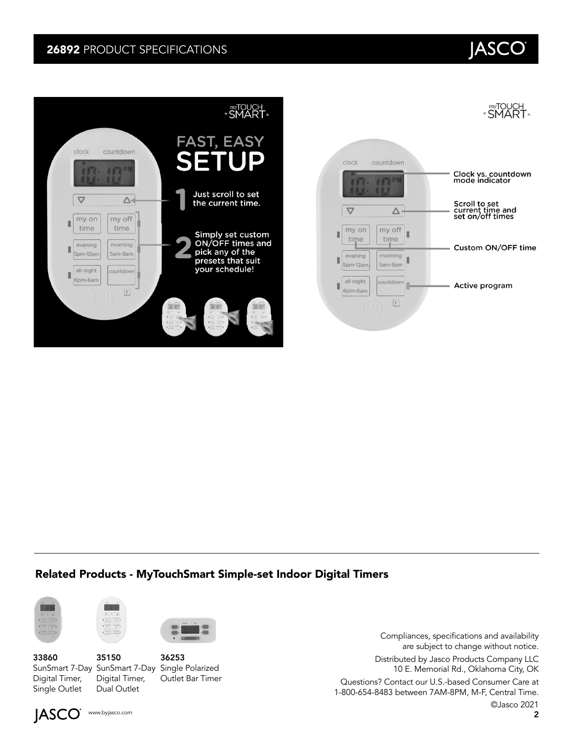## 26892 PRODUCT SPECIFICATIONS

myTOUCH SMART

FAST, EASY SETUP

1 Just scroll to set the current time.

2 Simply set custom ON/OFF times and pick any of the presets that suit your schedule!

myTOUCH SMART

Clock vs. countdown mode indicator

Scroll to set current time and set on/off times

Custom ON/OFF time

Active program

## Related Products - MyTouchSmart Simple-set Indoor Digital Timers

**33860**
SunSmart 7-Day Digital Timer, Single Outlet

**35150**
SunSmart 7-Day Digital Timer, Dual Outlet

**36253**
Single Polarized Outlet Bar Timer

Compliances, specifications and availability are subject to change without notice.

Distributed by Jasco Products Company LLC
10 E. Memorial Rd., Oklahoma City, OK

Questions? Contact our U.S.-based Consumer Care at 1-800-654-8483 between 7AM-8PM, M-F, Central Time.

©Jasco 2021

JASCO www.byjasco.com